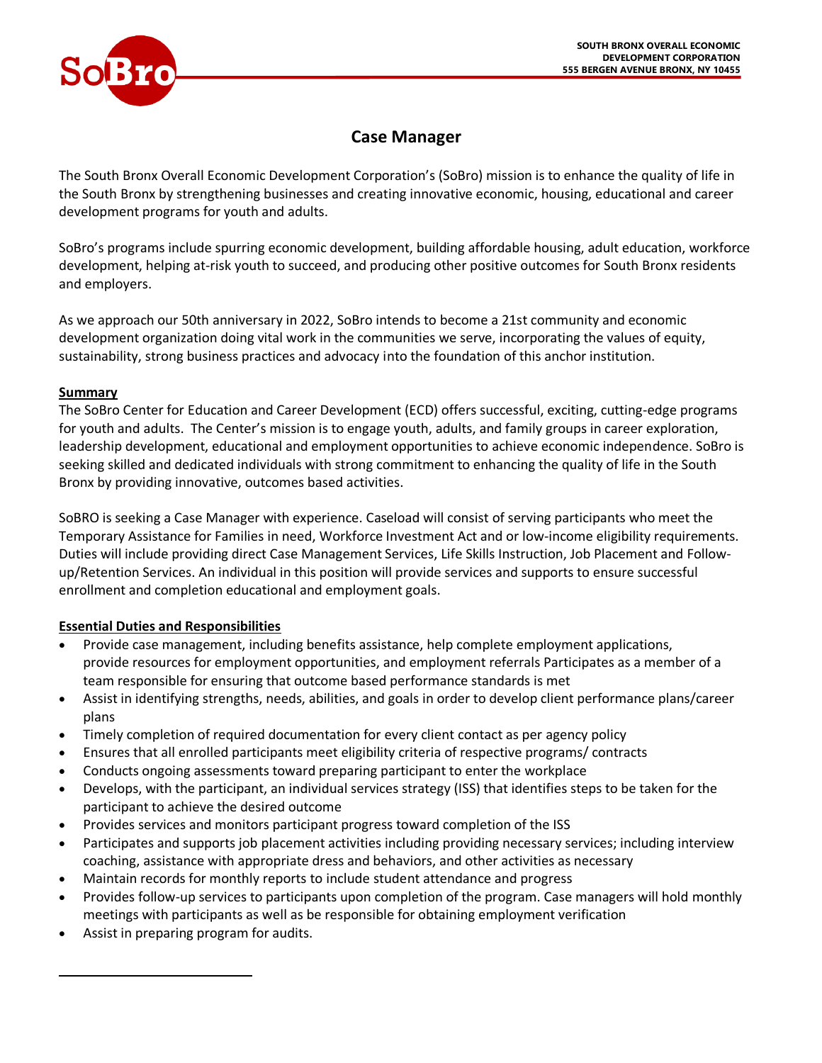SOUTH BRONX OVERALL ECONOMIC DEVELOPMENT CORPORATION
555 BERGEN AVENUE BRONX, NY 10455

# Case Manager

The South Bronx Overall Economic Development Corporation's (SoBro) mission is to enhance the quality of life in the South Bronx by strengthening businesses and creating innovative economic, housing, educational and career development programs for youth and adults.

SoBro's programs include spurring economic development, building affordable housing, adult education, workforce development, helping at-risk youth to succeed, and producing other positive outcomes for South Bronx residents and employers.

As we approach our 50th anniversary in 2022, SoBro intends to become a 21st community and economic development organization doing vital work in the communities we serve, incorporating the values of equity, sustainability, strong business practices and advocacy into the foundation of this anchor institution.

**Summary**

The SoBro Center for Education and Career Development (ECD) offers successful, exciting, cutting-edge programs for youth and adults. The Center's mission is to engage youth, adults, and family groups in career exploration, leadership development, educational and employment opportunities to achieve economic independence. SoBro is seeking skilled and dedicated individuals with strong commitment to enhancing the quality of life in the South Bronx by providing innovative, outcomes based activities.

SoBRO is seeking a Case Manager with experience. Caseload will consist of serving participants who meet the Temporary Assistance for Families in need, Workforce Investment Act and or low-income eligibility requirements. Duties will include providing direct Case Management Services, Life Skills Instruction, Job Placement and Follow-up/Retention Services. An individual in this position will provide services and supports to ensure successful enrollment and completion educational and employment goals.

**Essential Duties and Responsibilities**

- Provide case management, including benefits assistance, help complete employment applications, provide resources for employment opportunities, and employment referrals Participates as a member of a team responsible for ensuring that outcome based performance standards is met
- Assist in identifying strengths, needs, abilities, and goals in order to develop client performance plans/career plans
- Timely completion of required documentation for every client contact as per agency policy
- Ensures that all enrolled participants meet eligibility criteria of respective programs/ contracts
- Conducts ongoing assessments toward preparing participant to enter the workplace
- Develops, with the participant, an individual services strategy (ISS) that identifies steps to be taken for the participant to achieve the desired outcome
- Provides services and monitors participant progress toward completion of the ISS
- Participates and supports job placement activities including providing necessary services; including interview coaching, assistance with appropriate dress and behaviors, and other activities as necessary
- Maintain records for monthly reports to include student attendance and progress
- Provides follow-up services to participants upon completion of the program. Case managers will hold monthly meetings with participants as well as be responsible for obtaining employment verification
- Assist in preparing program for audits.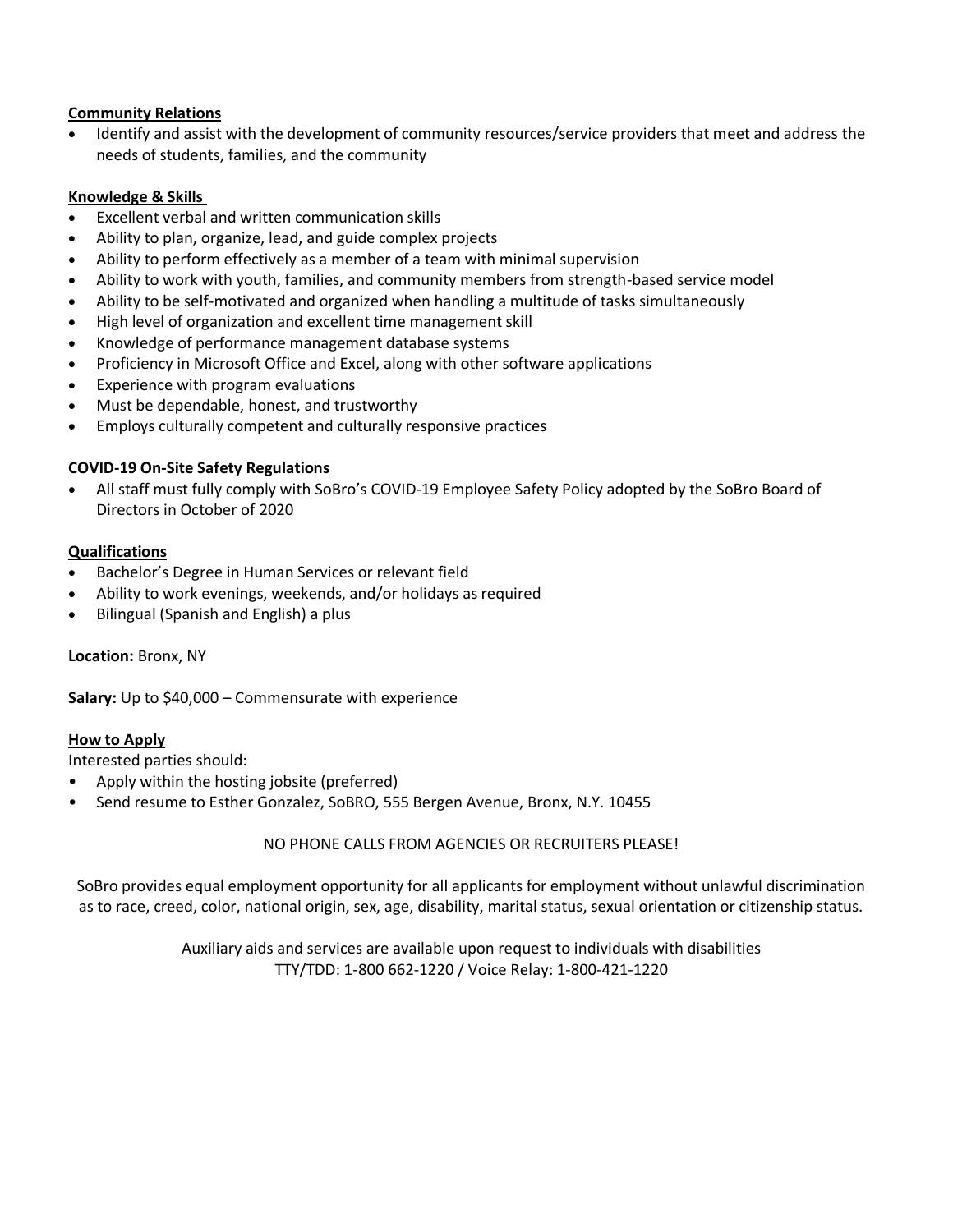**Community Relations**

- Identify and assist with the development of community resources/service providers that meet and address the needs of students, families, and the community

**Knowledge & Skills**

- Excellent verbal and written communication skills
- Ability to plan, organize, lead, and guide complex projects
- Ability to perform effectively as a member of a team with minimal supervision
- Ability to work with youth, families, and community members from strength-based service model
- Ability to be self-motivated and organized when handling a multitude of tasks simultaneously
- High level of organization and excellent time management skill
- Knowledge of performance management database systems
- Proficiency in Microsoft Office and Excel, along with other software applications
- Experience with program evaluations
- Must be dependable, honest, and trustworthy
- Employs culturally competent and culturally responsive practices

**COVID-19 On-Site Safety Regulations**

- All staff must fully comply with SoBro's COVID-19 Employee Safety Policy adopted by the SoBro Board of Directors in October of 2020

**Qualifications**

- Bachelor's Degree in Human Services or relevant field
- Ability to work evenings, weekends, and/or holidays as required
- Bilingual (Spanish and English) a plus

**Location:** Bronx, NY

**Salary:** Up to $40,000 – Commensurate with experience

**How to Apply**

Interested parties should:

- Apply within the hosting jobsite (preferred)
- Send resume to Esther Gonzalez, SoBRO, 555 Bergen Avenue, Bronx, N.Y. 10455

NO PHONE CALLS FROM AGENCIES OR RECRUITERS PLEASE!

SoBro provides equal employment opportunity for all applicants for employment without unlawful discrimination as to race, creed, color, national origin, sex, age, disability, marital status, sexual orientation or citizenship status.

Auxiliary aids and services are available upon request to individuals with disabilities
TTY/TDD: 1-800 662-1220 / Voice Relay: 1-800-421-1220